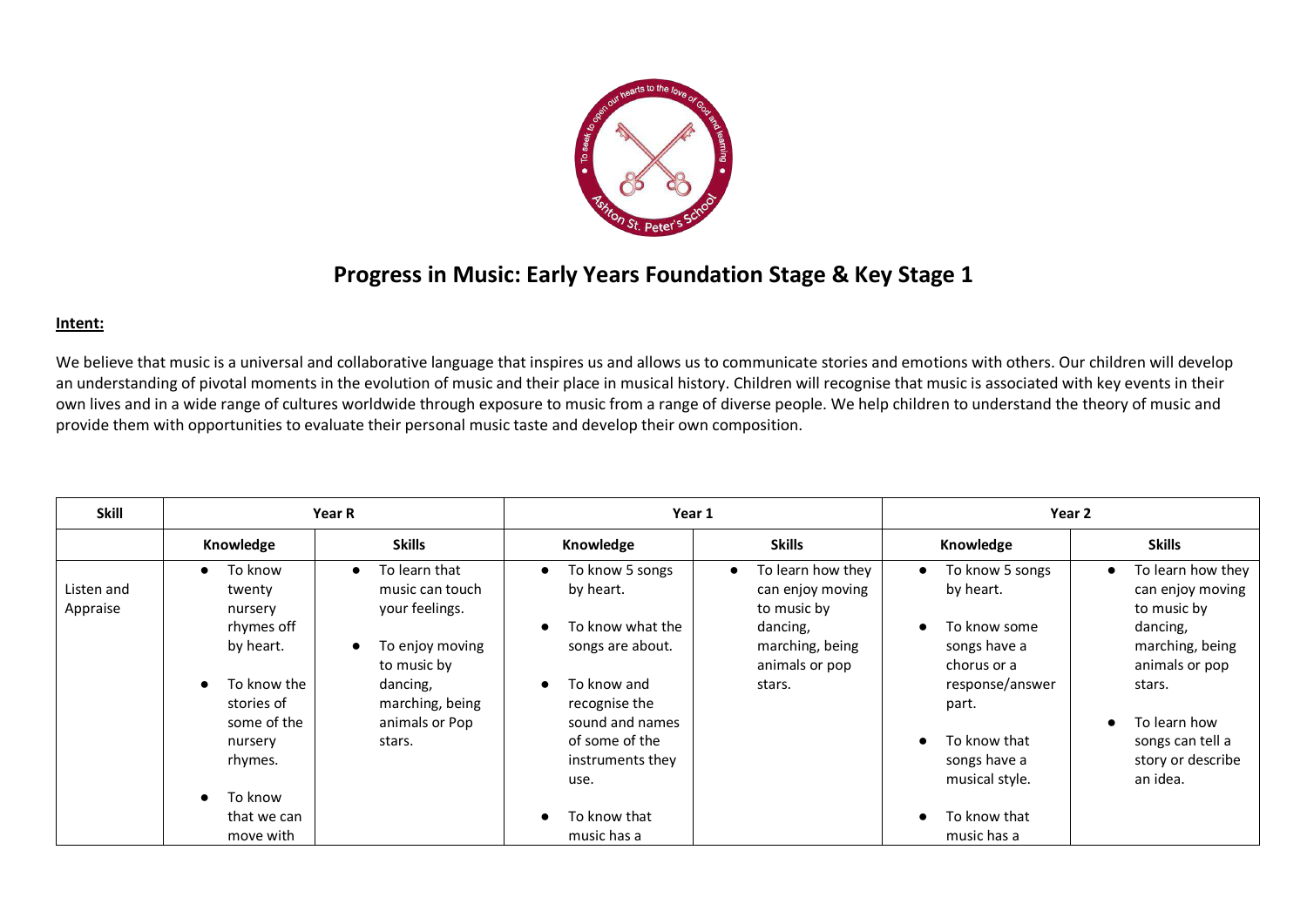# Progress in Music: Early Years Foundation Stage & Key Stage 1

**Intent:**

We believe that music is a universal and collaborative language that inspires us and allows us to communicate stories and emotions with others. Our children will develop an understanding of pivotal moments in the evolution of music and their place in musical history. Children will recognise that music is associated with key events in their own lives and in a wide range of cultures worldwide through exposure to music from a range of diverse people. We help children to understand the theory of music and provide them with opportunities to evaluate their personal music taste and develop their own composition.

| Skill | Year R | | Year 1 | | Year 2 | |
|---|---|---|---|---|---|---|
| | **Knowledge** | **Skills** | **Knowledge** | **Skills** | **Knowledge** | **Skills** |
| Listen and Appraise | ● To know twenty nursery rhymes off by heart.<br><br>● To know the stories of some of the nursery rhymes.<br><br>● To know that we can move with | ● To learn that music can touch your feelings.<br><br>● To enjoy moving to music by dancing, marching, being animals or Pop stars. | ● To know 5 songs by heart.<br><br>● To know what the songs are about.<br><br>● To know and recognise the sound and names of some of the instruments they use.<br><br>● To know that music has a | ● To learn how they can enjoy moving to music by dancing, marching, being animals or pop stars. | ● To know 5 songs by heart.<br><br>● To know some songs have a chorus or a response/answer part.<br><br>● To know that songs have a musical style.<br><br>● To know that music has a | ● To learn how they can enjoy moving to music by dancing, marching, being animals or pop stars.<br><br>● To learn how songs can tell a story or describe an idea. |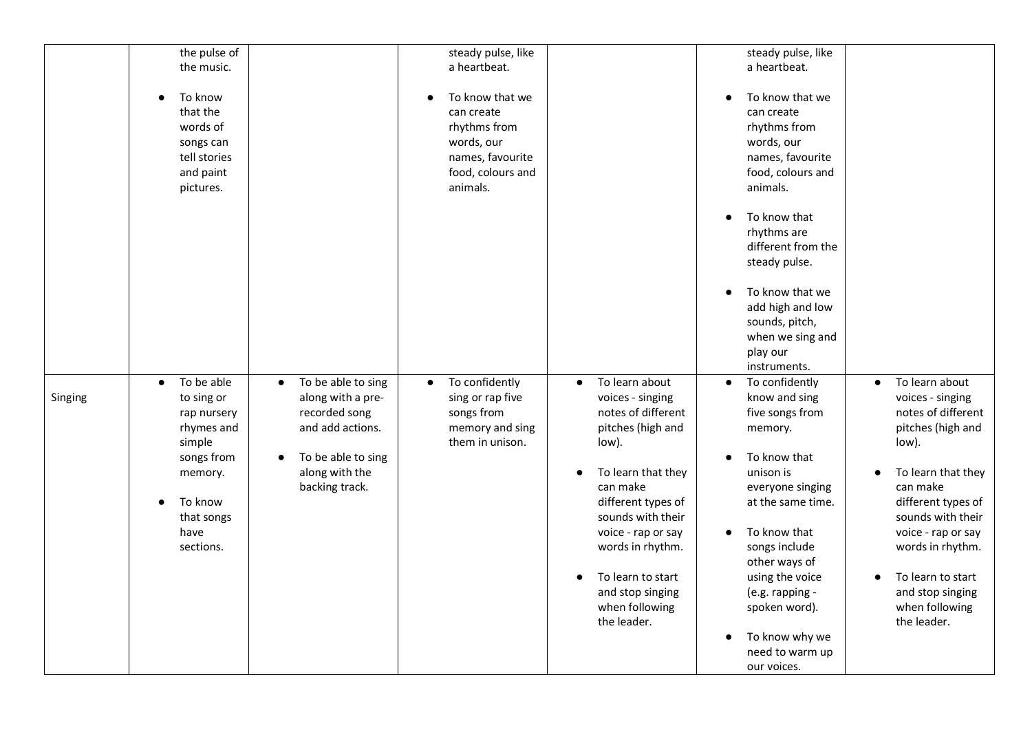| | | | | | | |
|---|---|---|---|---|---|---|
| | the pulse of the music.<br><br>● To know that the words of songs can tell stories and paint pictures. | | steady pulse, like a heartbeat.<br><br>● To know that we can create rhythms from words, our names, favourite food, colours and animals. | | steady pulse, like a heartbeat.<br><br>● To know that we can create rhythms from words, our names, favourite food, colours and animals.<br><br>● To know that rhythms are different from the steady pulse.<br><br>● To know that we add high and low sounds, pitch, when we sing and play our instruments. | |
| Singing | ● To be able to sing or rap nursery rhymes and simple songs from memory.<br><br>● To know that songs have sections. | ● To be able to sing along with a pre-recorded song and add actions.<br><br>● To be able to sing along with the backing track. | ● To confidently sing or rap five songs from memory and sing them in unison. | ● To learn about voices - singing notes of different pitches (high and low).<br><br>● To learn that they can make different types of sounds with their voice - rap or say words in rhythm.<br><br>● To learn to start and stop singing when following the leader. | ● To confidently know and sing five songs from memory.<br><br>● To know that unison is everyone singing at the same time.<br><br>● To know that songs include other ways of using the voice (e.g. rapping - spoken word).<br><br>● To know why we need to warm up our voices. | ● To learn about voices - singing notes of different pitches (high and low).<br><br>● To learn that they can make different types of sounds with their voice - rap or say words in rhythm.<br><br>● To learn to start and stop singing when following the leader. |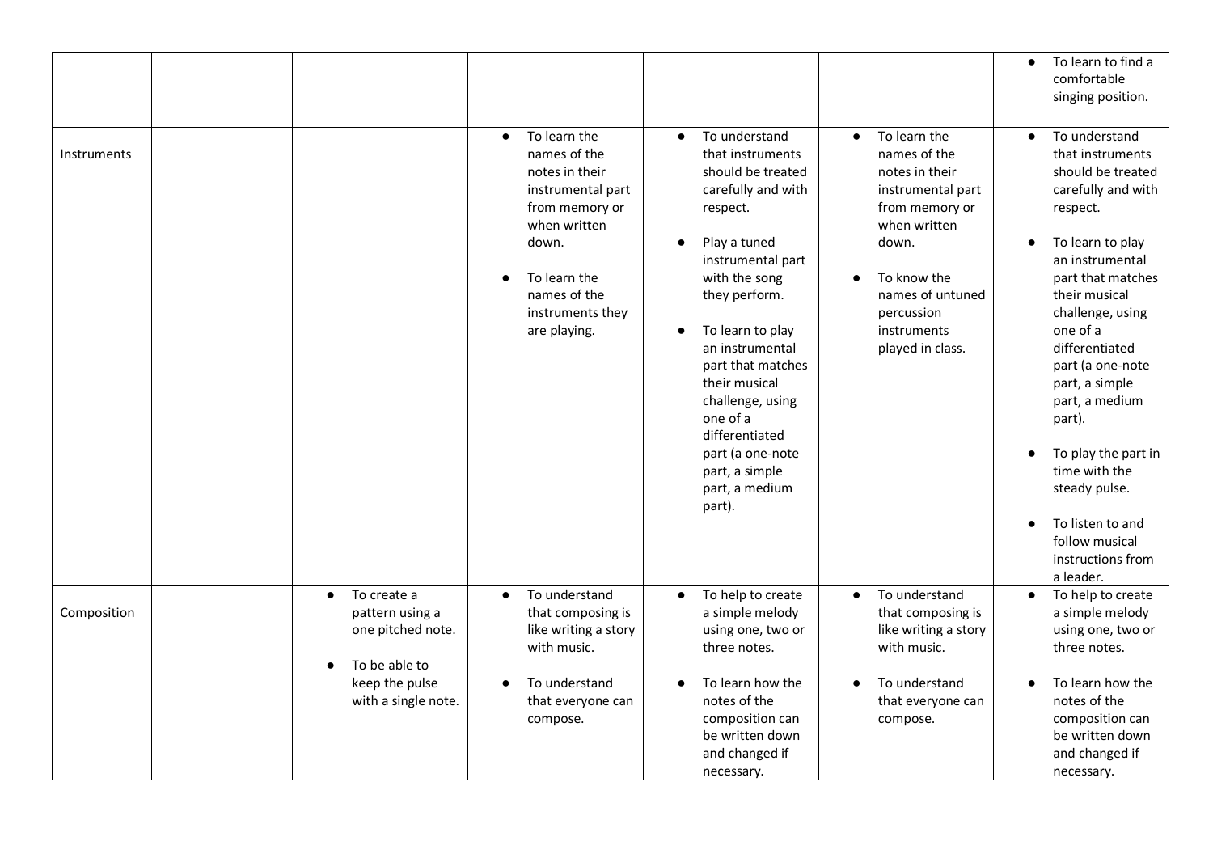| | | | | | | |
|---|---|---|---|---|---|---|
| | | | | | | • To learn to find a comfortable singing position. |
| Instruments | | | • To learn the names of the notes in their instrumental part from memory or when written down.<br><br>• To learn the names of the instruments they are playing. | • To understand that instruments should be treated carefully and with respect.<br><br>• Play a tuned instrumental part with the song they perform.<br><br>• To learn to play an instrumental part that matches their musical challenge, using one of a differentiated part (a one-note part, a simple part, a medium part). | • To learn the names of the notes in their instrumental part from memory or when written down.<br><br>• To know the names of untuned percussion instruments played in class. | • To understand that instruments should be treated carefully and with respect.<br><br>• To learn to play an instrumental part that matches their musical challenge, using one of a differentiated part (a one-note part, a simple part, a medium part).<br><br>• To play the part in time with the steady pulse.<br><br>• To listen to and follow musical instructions from a leader. |
| Composition | | • To create a pattern using a one pitched note.<br><br>• To be able to keep the pulse with a single note. | • To understand that composing is like writing a story with music.<br><br>• To understand that everyone can compose. | • To help to create a simple melody using one, two or three notes.<br><br>• To learn how the notes of the composition can be written down and changed if necessary. | • To understand that composing is like writing a story with music.<br><br>• To understand that everyone can compose. | • To help to create a simple melody using one, two or three notes.<br><br>• To learn how the notes of the composition can be written down and changed if necessary. |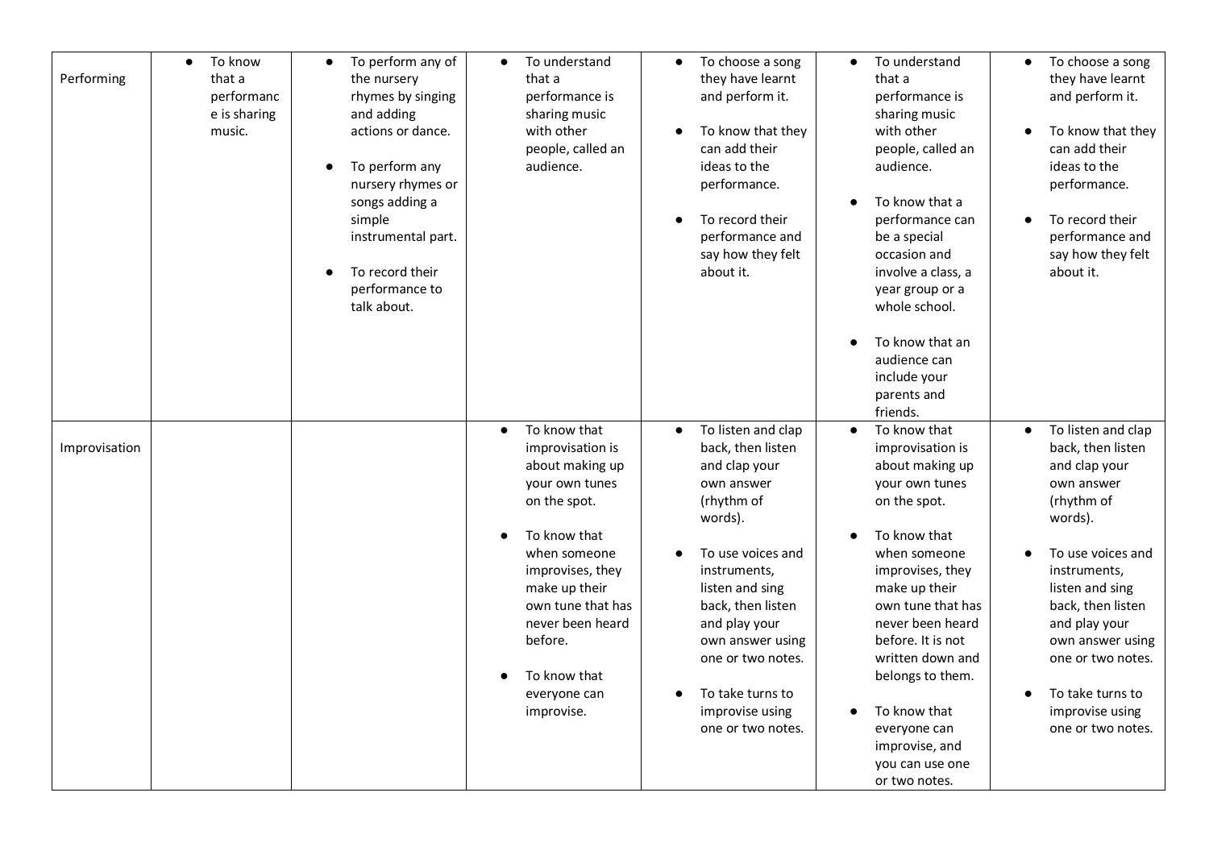| | | | | | | |
|---|---|---|---|---|---|---|
| Performing | • To know that a performance is sharing music. | • To perform any of the nursery rhymes by singing and adding actions or dance.<br><br>• To perform any nursery rhymes or songs adding a simple instrumental part.<br><br>• To record their performance to talk about. | • To understand that a performance is sharing music with other people, called an audience. | • To choose a song they have learnt and perform it.<br><br>• To know that they can add their ideas to the performance.<br><br>• To record their performance and say how they felt about it. | • To understand that a performance is sharing music with other people, called an audience.<br><br>• To know that a performance can be a special occasion and involve a class, a year group or a whole school.<br><br>• To know that an audience can include your parents and friends. | • To choose a song they have learnt and perform it.<br><br>• To know that they can add their ideas to the performance.<br><br>• To record their performance and say how they felt about it. |
| Improvisation | | | • To know that improvisation is about making up your own tunes on the spot.<br><br>• To know that when someone improvises, they make up their own tune that has never been heard before.<br><br>• To know that everyone can improvise. | • To listen and clap back, then listen and clap your own answer (rhythm of words).<br><br>• To use voices and instruments, listen and sing back, then listen and play your own answer using one or two notes.<br><br>• To take turns to improvise using one or two notes. | • To know that improvisation is about making up your own tunes on the spot.<br><br>• To know that when someone improvises, they make up their own tune that has never been heard before. It is not written down and belongs to them.<br><br>• To know that everyone can improvise, and you can use one or two notes. | • To listen and clap back, then listen and clap your own answer (rhythm of words).<br><br>• To use voices and instruments, listen and sing back, then listen and play your own answer using one or two notes.<br><br>• To take turns to improvise using one or two notes. |